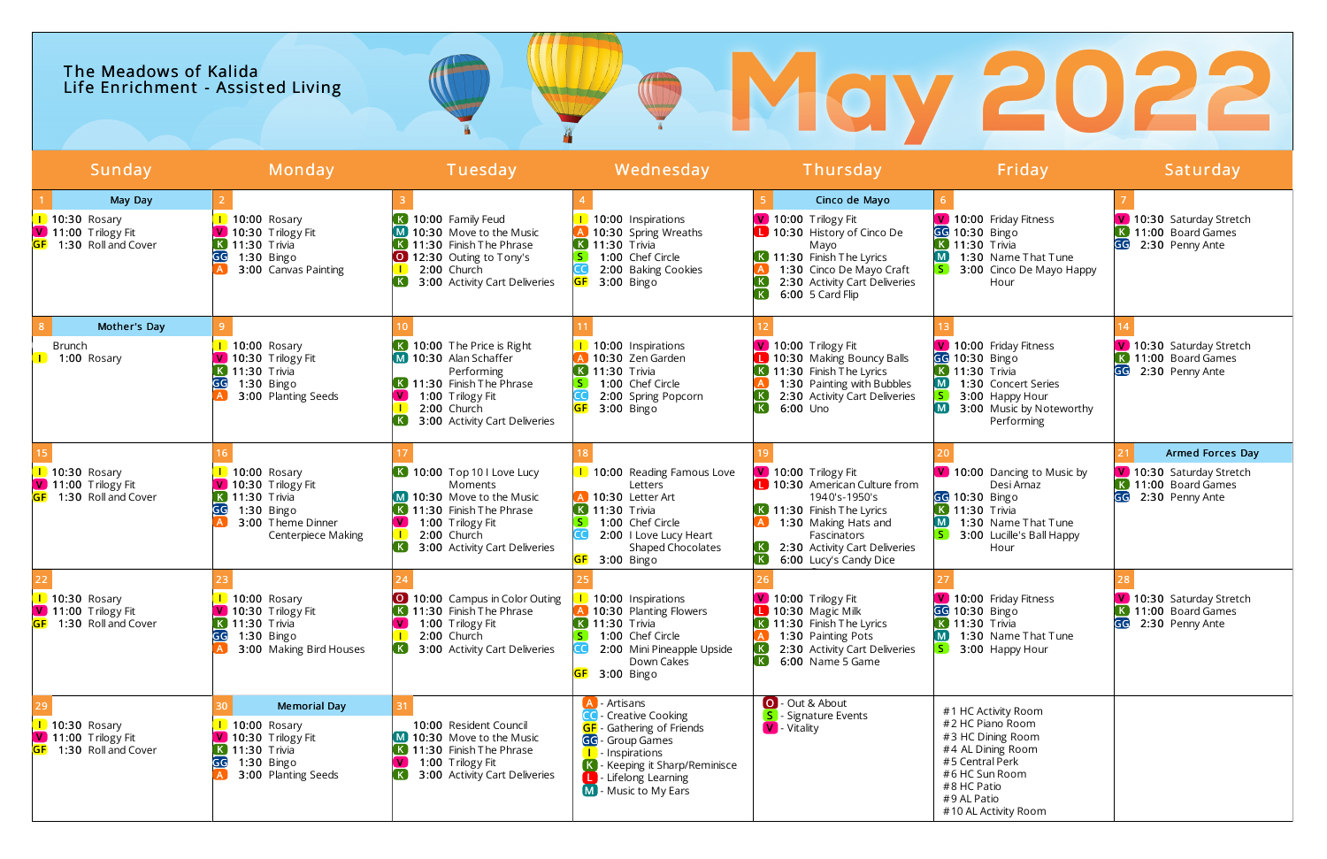The Meadows of Kalida
Life Enrichment - Assisted Living

# May 2022

| Sunday | Monday | Tuesday | Wednesday | Thursday | Friday | Saturday |
|---|---|---|---|---|---|---|
| 1 **May Day**<br>I 10:30 Rosary<br>V 11:00 Trilogy Fit<br>GF 1:30 Roll and Cover | 2<br>I 10:00 Rosary<br>V 10:30 Trilogy Fit<br>K 11:30 Trivia<br>GG 1:30 Bingo<br>A 3:00 Canvas Painting | 3<br>K 10:00 Family Feud<br>M 10:30 Move to the Music<br>K 11:30 Finish The Phrase<br>O 12:30 Outing to Tony's<br>I 2:00 Church<br>K 3:00 Activity Cart Deliveries | 4<br>I 10:00 Inspirations<br>A 10:30 Spring Wreaths<br>K 11:30 Trivia<br>S 1:00 Chef Circle<br>CC 2:00 Baking Cookies<br>GF 3:00 Bingo | 5 **Cinco de Mayo**<br>V 10:00 Trilogy Fit<br>L 10:30 History of Cinco De Mayo<br>K 11:30 Finish The Lyrics<br>A 1:30 Cinco De Mayo Craft<br>K 2:30 Activity Cart Deliveries<br>K 6:00 5 Card Flip | 6<br>V 10:00 Friday Fitness<br>GG 10:30 Bingo<br>K 11:30 Trivia<br>M 1:30 Name That Tune<br>S 3:00 Cinco De Mayo Happy Hour | 7<br>V 10:30 Saturday Stretch<br>K 11:00 Board Games<br>GG 2:30 Penny Ante |
| 8 **Mother's Day**<br>Brunch<br>I 1:00 Rosary | 9<br>I 10:00 Rosary<br>V 10:30 Trilogy Fit<br>K 11:30 Trivia<br>GG 1:30 Bingo<br>A 3:00 Planting Seeds | 10<br>K 10:00 The Price is Right<br>M 10:30 Alan Schaffer Performing<br>K 11:30 Finish The Phrase<br>V 1:00 Trilogy Fit<br>I 2:00 Church<br>K 3:00 Activity Cart Deliveries | 11<br>I 10:00 Inspirations<br>A 10:30 Zen Garden<br>K 11:30 Trivia<br>S 1:00 Chef Circle<br>CC 2:00 Spring Popcorn<br>GF 3:00 Bingo | 12<br>V 10:00 Trilogy Fit<br>L 10:30 Making Bouncy Balls<br>K 11:30 Finish The Lyrics<br>A 1:30 Painting with Bubbles<br>K 2:30 Activity Cart Deliveries<br>K 6:00 Uno | 13<br>V 10:00 Friday Fitness<br>GG 10:30 Bingo<br>K 11:30 Trivia<br>M 1:30 Concert Series<br>S 3:00 Happy Hour<br>M 3:00 Music by Noteworthy Performing | 14<br>V 10:30 Saturday Stretch<br>K 11:00 Board Games<br>GG 2:30 Penny Ante |
| 15<br>I 10:30 Rosary<br>V 11:00 Trilogy Fit<br>GF 1:30 Roll and Cover | 16<br>I 10:00 Rosary<br>V 10:30 Trilogy Fit<br>K 11:30 Trivia<br>GG 1:30 Bingo<br>A 3:00 Theme Dinner Centerpiece Making | 17<br>K 10:00 Top 10 I Love Lucy Moments<br>M 10:30 Move to the Music<br>K 11:30 Finish The Phrase<br>V 1:00 Trilogy Fit<br>I 2:00 Church<br>K 3:00 Activity Cart Deliveries | 18<br>I 10:00 Reading Famous Love Letters<br>A 10:30 Letter Art<br>K 11:30 Trivia<br>S 1:00 Chef Circle<br>CC 2:00 I Love Lucy Heart Shaped Chocolates<br>GF 3:00 Bingo | 19<br>V 10:00 Trilogy Fit<br>L 10:30 American Culture from 1940's-1950's<br>K 11:30 Finish The Lyrics<br>A 1:30 Making Hats and Fascinators<br>K 2:30 Activity Cart Deliveries<br>K 6:00 Lucy's Candy Dice | 20<br>V 10:00 Dancing to Music by Desi Arnaz<br>GG 10:30 Bingo<br>K 11:30 Trivia<br>M 1:30 Name That Tune<br>S 3:00 Lucille's Ball Happy Hour | 21 **Armed Forces Day**<br>V 10:30 Saturday Stretch<br>K 11:00 Board Games<br>GG 2:30 Penny Ante |
| 22<br>I 10:30 Rosary<br>V 11:00 Trilogy Fit<br>GF 1:30 Roll and Cover | 23<br>I 10:00 Rosary<br>V 10:30 Trilogy Fit<br>K 11:30 Trivia<br>GG 1:30 Bingo<br>A 3:00 Making Bird Houses | 24<br>O 10:00 Campus in Color Outing<br>K 11:30 Finish The Phrase<br>V 1:00 Trilogy Fit<br>I 2:00 Church<br>K 3:00 Activity Cart Deliveries | 25<br>I 10:00 Inspirations<br>A 10:30 Planting Flowers<br>K 11:30 Trivia<br>S 1:00 Chef Circle<br>CC 2:00 Mini Pineapple Upside Down Cakes<br>GF 3:00 Bingo | 26<br>V 10:00 Trilogy Fit<br>L 10:30 Magic Milk<br>K 11:30 Finish The Lyrics<br>A 1:30 Painting Pots<br>K 2:30 Activity Cart Deliveries<br>K 6:00 Name 5 Game | 27<br>V 10:00 Friday Fitness<br>GG 10:30 Bingo<br>K 11:30 Trivia<br>M 1:30 Name That Tune<br>S 3:00 Happy Hour | 28<br>V 10:30 Saturday Stretch<br>K 11:00 Board Games<br>GG 2:30 Penny Ante |
| 29<br>I 10:30 Rosary<br>V 11:00 Trilogy Fit<br>GF 1:30 Roll and Cover | 30 **Memorial Day**<br>I 10:00 Rosary<br>V 10:30 Trilogy Fit<br>K 11:30 Trivia<br>GG 1:30 Bingo<br>A 3:00 Planting Seeds | 31<br>10:00 Resident Council<br>M 10:30 Move to the Music<br>K 11:30 Finish The Phrase<br>V 1:00 Trilogy Fit<br>K 3:00 Activity Cart Deliveries | A - Artisans<br>CC - Creative Cooking<br>GF - Gathering of Friends<br>GG - Group Games<br>I - Inspirations<br>K - Keeping it Sharp/Reminisce<br>L - Lifelong Learning<br>M - Music to My Ears | O - Out & About<br>S - Signature Events<br>V - Vitality | #1 HC Activity Room<br>#2 HC Piano Room<br>#3 HC Dining Room<br>#4 AL Dining Room<br>#5 Central Perk<br>#6 HC Sun Room<br>#8 HC Patio<br>#9 AL Patio<br>#10 AL Activity Room | |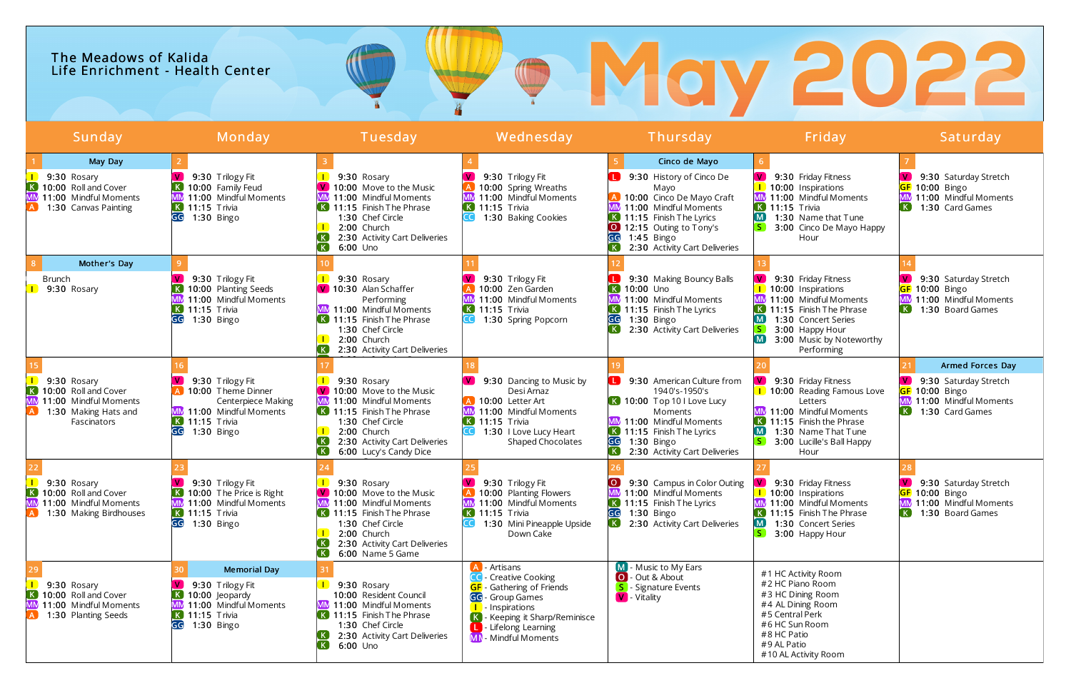# The Meadows of Kalida
## Life Enrichment - Health Center

# May 2022

| Sunday | Monday | Tuesday | Wednesday | Thursday | Friday | Saturday |
|---|---|---|---|---|---|---|
| 1 **May Day**<br>I 9:30 Rosary<br>K 10:00 Roll and Cover<br>MM 11:00 Mindful Moments<br>A 1:30 Canvas Painting | 2<br>V 9:30 Trilogy Fit<br>K 10:00 Family Feud<br>MM 11:00 Mindful Moments<br>K 11:15 Trivia<br>GG 1:30 Bingo | 3<br>I 9:30 Rosary<br>V 10:00 Move to the Music<br>MM 11:00 Mindful Moments<br>K 11:15 Finish The Phrase<br>1:30 Chef Circle<br>I 2:00 Church<br>K 2:30 Activity Cart Deliveries<br>K 6:00 Uno | 4<br>V 9:30 Trilogy Fit<br>A 10:00 Spring Wreaths<br>MM 11:00 Mindful Moments<br>K 11:15 Trivia<br>CC 1:30 Baking Cookies | 5 **Cinco de Mayo**<br>L 9:30 History of Cinco De Mayo<br>A 10:00 Cinco De Mayo Craft<br>MM 11:00 Mindful Moments<br>K 11:15 Finish The Lyrics<br>O 12:15 Outing to Tony's<br>GG 1:45 Bingo<br>K 2:30 Activity Cart Deliveries | 6<br>V 9:30 Friday Fitness<br>I 10:00 Inspirations<br>MM 11:00 Mindful Moments<br>K 11:15 Finish The Phrase<br>M 1:30 Name that Tune<br>S 3:00 Cinco De Mayo Happy Hour | 7<br>V 9:30 Saturday Stretch<br>GF 10:00 Bingo<br>MM 11:00 Mindful Moments<br>K 1:30 Card Games |
| 8 **Mother's Day**<br>Brunch<br>I 9:30 Rosary | 9<br>V 9:30 Trilogy Fit<br>K 10:00 Planting Seeds<br>MM 11:00 Mindful Moments<br>K 11:15 Trivia<br>GG 1:30 Bingo | 10<br>I 9:30 Rosary<br>V 10:30 Alan Schaffer Performing<br>MM 11:00 Mindful Moments<br>K 11:15 Finish The Phrase<br>1:30 Chef Circle<br>I 2:00 Church<br>K 2:30 Activity Cart Deliveries | 11<br>V 9:30 Trilogy Fit<br>A 10:00 Zen Garden<br>MM 11:00 Mindful Moments<br>K 11:15 Trivia<br>CC 1:30 Spring Popcorn | 12<br>L 9:30 Making Bouncy Balls<br>K 10:00 Uno<br>MM 11:00 Mindful Moments<br>K 11:15 Finish The Lyrics<br>GG 1:30 Bingo<br>K 2:30 Activity Cart Deliveries | 13<br>V 9:30 Friday Fitness<br>I 10:00 Inspirations<br>MM 11:00 Mindful Moments<br>K 11:15 Finish The Phrase<br>M 1:30 Concert Series<br>S 3:00 Happy Hour<br>M 3:00 Music by Noteworthy Performing | 14<br>V 9:30 Saturday Stretch<br>GF 10:00 Bingo<br>MM 11:00 Mindful Moments<br>K 1:30 Board Games |
| 15<br>I 9:30 Rosary<br>K 10:00 Roll and Cover<br>MM 11:00 Mindful Moments<br>A 1:30 Making Hats and Fascinators | 16<br>V 9:30 Trilogy Fit<br>A 10:00 Theme Dinner Centerpiece Making<br>MM 11:00 Mindful Moments<br>K 11:15 Trivia<br>GG 1:30 Bingo | 17<br>I 9:30 Rosary<br>V 10:00 Move to the Music<br>MM 11:00 Mindful Moments<br>K 11:15 Finish The Phrase<br>1:30 Chef Circle<br>I 2:00 Church<br>K 2:30 Activity Cart Deliveries<br>K 6:00 Lucy's Candy Dice | 18<br>V 9:30 Dancing to Music by Desi Arnaz<br>A 10:00 Letter Art<br>MM 11:00 Mindful Moments<br>K 11:15 Trivia<br>CC 1:30 I Love Lucy Heart Shaped Chocolates | 19<br>L 9:30 American Culture from 1940's-1950's<br>K 10:00 Top 10 I Love Lucy Moments<br>MM 11:00 Mindful Moments<br>K 11:15 Finish The Lyrics<br>GG 1:30 Bingo<br>K 2:30 Activity Cart Deliveries | 20<br>V 9:30 Friday Fitness<br>I 10:00 Reading Famous Love Letters<br>MM 11:00 Mindful Moments<br>K 11:15 Finish the Phrase<br>M 1:30 Name That Tune<br>S 3:00 Lucille's Ball Happy Hour | 21 **Armed Forces Day**<br>V 9:30 Saturday Stretch<br>GF 10:00 Bingo<br>MM 11:00 Mindful Moments<br>K 1:30 Card Games |
| 22<br>I 9:30 Rosary<br>K 10:00 Roll and Cover<br>MM 11:00 Mindful Moments<br>A 1:30 Making Birdhouses | 23<br>V 9:30 Trilogy Fit<br>K 10:00 The Price is Right<br>MM 11:00 Mindful Moments<br>K 11:15 Trivia<br>GG 1:30 Bingo | 24<br>I 9:30 Rosary<br>V 10:00 Move to the Music<br>MM 11:00 Mindful Moments<br>K 11:15 Finish The Phrase<br>1:30 Chef Circle<br>I 2:00 Church<br>K 2:30 Activity Cart Deliveries<br>K 6:00 Name 5 Game | 25<br>V 9:30 Trilogy Fit<br>A 10:00 Planting Flowers<br>MM 11:00 Mindful Moments<br>K 11:15 Trivia<br>CC 1:30 Mini Pineapple Upside Down Cake | 26<br>O 9:30 Campus in Color Outing<br>MM 11:00 Mindful Moments<br>K 11:15 Finish The Lyrics<br>GG 1:30 Bingo<br>K 2:30 Activity Cart Deliveries | 27<br>V 9:30 Friday Fitness<br>I 10:00 Inspirations<br>MM 11:00 Mindful Moments<br>K 11:15 Finish The Phrase<br>M 1:30 Concert Series<br>S 3:00 Happy Hour | 28<br>V 9:30 Saturday Stretch<br>GF 10:00 Bingo<br>MM 11:00 Mindful Moments<br>K 1:30 Board Games |
| 29<br>I 9:30 Rosary<br>K 10:00 Roll and Cover<br>MM 11:00 Mindful Moments<br>A 1:30 Planting Seeds | 30 **Memorial Day**<br>V 9:30 Trilogy Fit<br>K 10:00 Jeopardy<br>MM 11:00 Mindful Moments<br>K 11:15 Trivia<br>GG 1:30 Bingo | 31<br>I 9:30 Rosary<br>10:00 Resident Council<br>MM 11:00 Mindful Moments<br>K 11:15 Finish The Phrase<br>1:30 Chef Circle<br>K 2:30 Activity Cart Deliveries<br>K 6:00 Uno | A - Artisans<br>CC - Creative Cooking<br>GF - Gathering of Friends<br>GG - Group Games<br>I - Inspirations<br>K - Keeping it Sharp/Reminisce<br>L - Lifelong Learning<br>MM - Mindful Moments | M - Music to My Ears<br>O - Out & About<br>S - Signature Events<br>V - Vitality | #1 HC Activity Room<br>#2 HC Piano Room<br>#3 HC Dining Room<br>#4 AL Dining Room<br>#5 Central Perk<br>#6 HC Sun Room<br>#8 HC Patio<br>#9 AL Patio<br>#10 AL Activity Room | |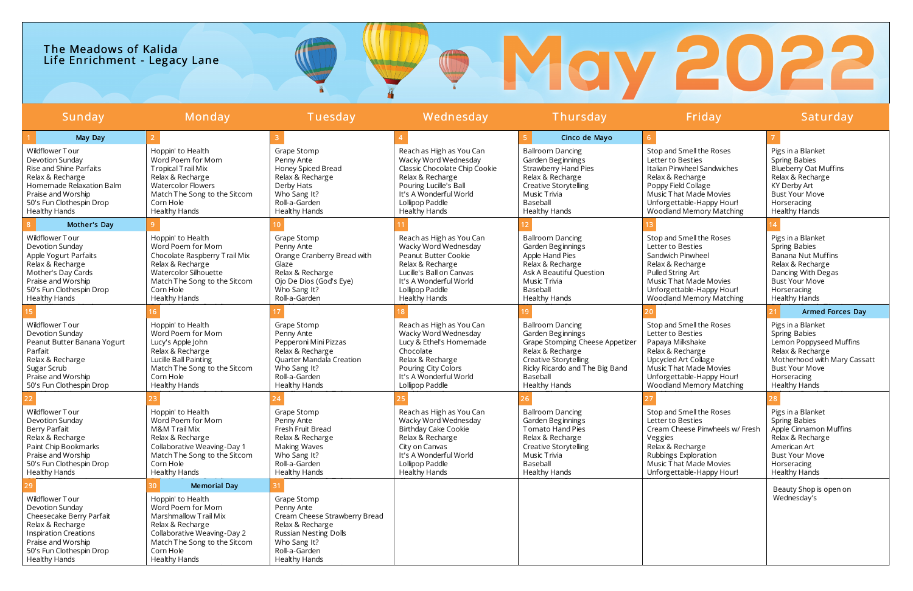# The Meadows of Kalida
## Life Enrichment - Legacy Lane

# May 2022

| Sunday | Monday | Tuesday | Wednesday | Thursday | Friday | Saturday |
|---|---|---|---|---|---|---|
| 1 **May Day**<br>Wildflower Tour<br>Devotion Sunday<br>Rise and Shine Parfaits<br>Relax & Recharge<br>Homemade Relaxation Balm<br>Praise and Worship<br>50's Fun Clothespin Drop<br>Healthy Hands | 2<br>Hoppin' to Health<br>Word Poem for Mom<br>Tropical Trail Mix<br>Relax & Recharge<br>Watercolor Flowers<br>Match The Song to the Sitcom<br>Corn Hole<br>Healthy Hands | 3<br>Grape Stomp<br>Penny Ante<br>Honey Spiced Bread<br>Relax & Recharge<br>Derby Hats<br>Who Sang It?<br>Roll-a-Garden<br>Healthy Hands | 4<br>Reach as High as You Can<br>Wacky Word Wednesday<br>Classic Chocolate Chip Cookie<br>Relax & Recharge<br>Pouring Lucille's Ball<br>It's A Wonderful World<br>Lollipop Paddle<br>Healthy Hands | 5 **Cinco de Mayo**<br>Ballroom Dancing<br>Garden Beginnings<br>Strawberry Hand Pies<br>Relax & Recharge<br>Creative Storytelling<br>Music Trivia<br>Baseball<br>Healthy Hands | 6<br>Stop and Smell the Roses<br>Letter to Besties<br>Italian Pinwheel Sandwiches<br>Relax & Recharge<br>Poppy Field Collage<br>Music That Made Movies<br>Unforgettable-Happy Hour!<br>Woodland Memory Matching | 7<br>Pigs in a Blanket<br>Spring Babies<br>Blueberry Oat Muffins<br>Relax & Recharge<br>KY Derby Art<br>Bust Your Move<br>Horseracing<br>Healthy Hands |
| 8 **Mother's Day**<br>Wildflower Tour<br>Devotion Sunday<br>Apple Yogurt Parfaits<br>Relax & Recharge<br>Mother's Day Cards<br>Praise and Worship<br>50's Fun Clothespin Drop<br>Healthy Hands | 9<br>Hoppin' to Health<br>Word Poem for Mom<br>Chocolate Raspberry Trail Mix<br>Relax & Recharge<br>Watercolor Silhouette<br>Match The Song to the Sitcom<br>Corn Hole<br>Healthy Hands | 10<br>Grape Stomp<br>Penny Ante<br>Orange Cranberry Bread with Glaze<br>Relax & Recharge<br>Ojo De Dios (God's Eye)<br>Who Sang It?<br>Roll-a-Garden | 11<br>Reach as High as You Can<br>Wacky Word Wednesday<br>Peanut Butter Cookie<br>Relax & Recharge<br>Lucille's Ball on Canvas<br>It's A Wonderful World<br>Lollipop Paddle<br>Healthy Hands | 12<br>Ballroom Dancing<br>Garden Beginnings<br>Apple Hand Pies<br>Relax & Recharge<br>Ask A Beautiful Question<br>Music Trivia<br>Baseball<br>Healthy Hands | 13<br>Stop and Smell the Roses<br>Letter to Besties<br>Sandwich Pinwheel<br>Relax & Recharge<br>Pulled String Art<br>Music That Made Movies<br>Unforgettable-Happy Hour!<br>Woodland Memory Matching | 14<br>Pigs in a Blanket<br>Spring Babies<br>Banana Nut Muffins<br>Relax & Recharge<br>Dancing With Degas<br>Bust Your Move<br>Horseracing<br>Healthy Hands |
| 15<br>Wildflower Tour<br>Devotion Sunday<br>Peanut Butter Banana Yogurt Parfait<br>Relax & Recharge<br>Sugar Scrub<br>Praise and Worship<br>50's Fun Clothespin Drop | 16<br>Hoppin' to Health<br>Word Poem for Mom<br>Lucy's Apple John<br>Relax & Recharge<br>Lucille Ball Painting<br>Match The Song to the Sitcom<br>Corn Hole<br>Healthy Hands | 17<br>Grape Stomp<br>Penny Ante<br>Pepperoni Mini Pizzas<br>Relax & Recharge<br>Quarter Mandala Creation<br>Who Sang It?<br>Roll-a-Garden<br>Healthy Hands | 18<br>Reach as High as You Can<br>Wacky Word Wednesday<br>Lucy & Ethel's Homemade Chocolate<br>Relax & Recharge<br>Pouring City Colors<br>It's A Wonderful World<br>Lollipop Paddle | 19<br>Ballroom Dancing<br>Garden Beginnings<br>Grape Stomping Cheese Appetizer<br>Relax & Recharge<br>Creative Storytelling<br>Ricky Ricardo and The Big Band<br>Baseball<br>Healthy Hands | 20<br>Stop and Smell the Roses<br>Letter to Besties<br>Papaya Milkshake<br>Relax & Recharge<br>Upcycled Art Collage<br>Music That Made Movies<br>Unforgettable-Happy Hour!<br>Woodland Memory Matching | 21 **Armed Forces Day**<br>Pigs in a Blanket<br>Spring Babies<br>Lemon Poppyseed Muffins<br>Relax & Recharge<br>Motherhood with Mary Cassatt<br>Bust Your Move<br>Horseracing<br>Healthy Hands |
| 22<br>Wildflower Tour<br>Devotion Sunday<br>Berry Parfait<br>Relax & Recharge<br>Paint Chip Bookmarks<br>Praise and Worship<br>50's Fun Clothespin Drop<br>Healthy Hands | 23<br>Hoppin' to Health<br>Word Poem for Mom<br>M&M Trail Mix<br>Relax & Recharge<br>Collaborative Weaving-Day 1<br>Match The Song to the Sitcom<br>Corn Hole<br>Healthy Hands | 24<br>Grape Stomp<br>Penny Ante<br>Fresh Fruit Bread<br>Relax & Recharge<br>Making Waves<br>Who Sang It?<br>Roll-a-Garden<br>Healthy Hands | 25<br>Reach as High as You Can<br>Wacky Word Wednesday<br>Birthday Cake Cookie<br>Relax & Recharge<br>City on Canvas<br>It's A Wonderful World<br>Lollipop Paddle<br>Healthy Hands | 26<br>Ballroom Dancing<br>Garden Beginnings<br>Tomato Hand Pies<br>Relax & Recharge<br>Creative Storytelling<br>Music Trivia<br>Baseball<br>Healthy Hands | 27<br>Stop and Smell the Roses<br>Letter to Besties<br>Cream Cheese Pinwheels w/ Fresh Veggies<br>Relax & Recharge<br>Rubbings Exploration<br>Music That Made Movies<br>Unforgettable-Happy Hour! | 28<br>Pigs in a Blanket<br>Spring Babies<br>Apple Cinnamon Muffins<br>Relax & Recharge<br>American Art<br>Bust Your Move<br>Horseracing<br>Healthy Hands |
| 29<br>Wildflower Tour<br>Devotion Sunday<br>Cheesecake Berry Parfait<br>Relax & Recharge<br>Inspiration Creations<br>Praise and Worship<br>50's Fun Clothespin Drop<br>Healthy Hands | 30 **Memorial Day**<br>Hoppin' to Health<br>Word Poem for Mom<br>Marshmallow Trail Mix<br>Relax & Recharge<br>Collaborative Weaving-Day 2<br>Match The Song to the Sitcom<br>Corn Hole<br>Healthy Hands | 31<br>Grape Stomp<br>Penny Ante<br>Cream Cheese Strawberry Bread<br>Relax & Recharge<br>Russian Nesting Dolls<br>Who Sang It?<br>Roll-a-Garden<br>Healthy Hands | | | | Beauty Shop is open on Wednesday's |